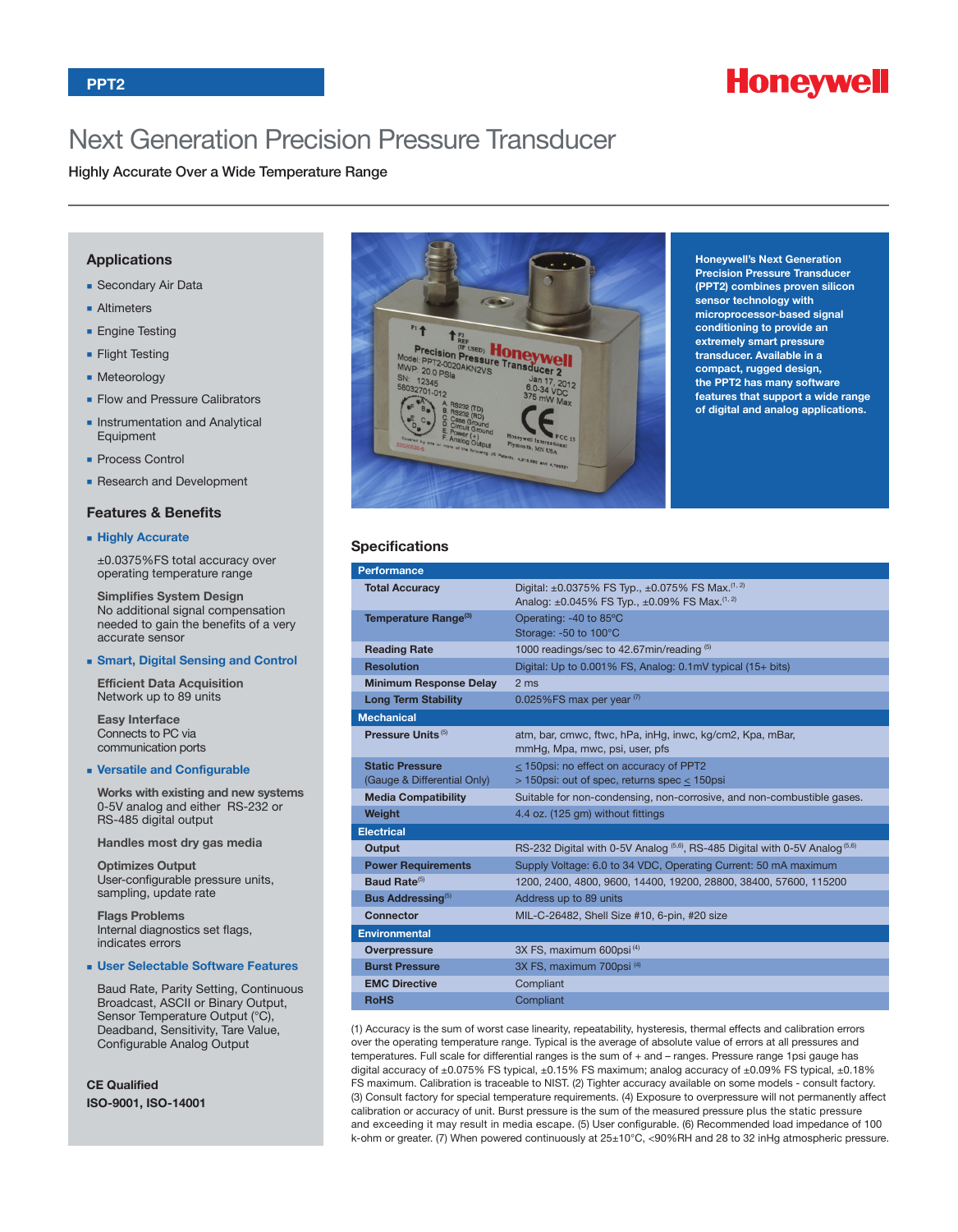PPT2

Honeywell

# Next Generation Precision Pressure Transducer

Highly Accurate Over a Wide Temperature Range

## Applications

- Secondary Air Data
- Altimeters
- Engine Testing
- Flight Testing
- Meteorology
- Flow and Pressure Calibrators
- Instrumentation and Analytical Equipment
- Process Control
- Research and Development

## Features & Benefits

- **Highly Accurate**

  ±0.0375%FS total accuracy over operating temperature range

  **Simplifies System Design**
  No additional signal compensation needed to gain the benefits of a very accurate sensor

- **Smart, Digital Sensing and Control**

  **Efficient Data Acquisition**
  Network up to 89 units

  **Easy Interface**
  Connects to PC via communication ports

- **Versatile and Configurable**

  **Works with existing and new systems**
  0-5V analog and either RS-232 or RS-485 digital output

  **Handles most dry gas media**

  **Optimizes Output**
  User-configurable pressure units, sampling, update rate

  **Flags Problems**
  Internal diagnostics set flags, indicates errors

- **User Selectable Software Features**

  Baud Rate, Parity Setting, Continuous Broadcast, ASCII or Binary Output, Sensor Temperature Output (°C), Deadband, Sensitivity, Tare Value, Configurable Analog Output

**CE Qualified**

**ISO-9001, ISO-14001**

**Honeywell's Next Generation Precision Pressure Transducer (PPT2) combines proven silicon sensor technology with microprocessor-based signal conditioning to provide an extremely smart pressure transducer. Available in a compact, rugged design, the PPT2 has many software features that support a wide range of digital and analog applications.**

## Specifications

| Performance | |
|---|---|
| **Total Accuracy** | Digital: ±0.0375% FS Typ., ±0.075% FS Max.[1, 2]<br>Analog: ±0.045% FS Typ., ±0.09% FS Max.[1, 2] |
| **Temperature Range**[3] | Operating: -40 to 85°C<br>Storage: -50 to 100°C |
| **Reading Rate** | 1000 readings/sec to 42.67min/reading [5] |
| **Resolution** | Digital: Up to 0.001% FS, Analog: 0.1mV typical (15+ bits) |
| **Minimum Response Delay** | 2 ms |
| **Long Term Stability** | 0.025%FS max per year [7] |
| **Mechanical** | |
| **Pressure Units**[5] | atm, bar, cmwc, ftwc, hPa, inHg, inwc, kg/cm2, Kpa, mBar, mmHg, Mpa, mwc, psi, user, pfs |
| **Static Pressure** (Gauge & Differential Only) | ≤ 150psi: no effect on accuracy of PPT2<br>> 150psi: out of spec, returns spec ≤ 150psi |
| **Media Compatibility** | Suitable for non-condensing, non-corrosive, and non-combustible gases. |
| **Weight** | 4.4 oz. (125 gm) without fittings |
| **Electrical** | |
| **Output** | RS-232 Digital with 0-5V Analog [5,6], RS-485 Digital with 0-5V Analog [5,6] |
| **Power Requirements** | Supply Voltage: 6.0 to 34 VDC, Operating Current: 50 mA maximum |
| **Baud Rate**[5] | 1200, 2400, 4800, 9600, 14400, 19200, 28800, 38400, 57600, 115200 |
| **Bus Addressing**[5] | Address up to 89 units |
| **Connector** | MIL-C-26482, Shell Size #10, 6-pin, #20 size |
| **Environmental** | |
| **Overpressure** | 3X FS, maximum 600psi [4] |
| **Burst Pressure** | 3X FS, maximum 700psi [4] |
| **EMC Directive** | Compliant |
| **RoHS** | Compliant |

(1) Accuracy is the sum of worst case linearity, repeatability, hysteresis, thermal effects and calibration errors over the operating temperature range. Typical is the average of absolute value of errors at all pressures and temperatures. Full scale for differential ranges is the sum of + and – ranges. Pressure range 1psi gauge has digital accuracy of ±0.075% FS typical, ±0.15% FS maximum; analog accuracy of ±0.09% FS typical, ±0.18% FS maximum. Calibration is traceable to NIST. (2) Tighter accuracy available on some models - consult factory. (3) Consult factory for special temperature requirements. (4) Exposure to overpressure will not permanently affect calibration or accuracy of unit. Burst pressure is the sum of the measured pressure plus the static pressure and exceeding it may result in media escape. (5) User configurable. (6) Recommended load impedance of 100 k-ohm or greater. (7) When powered continuously at 25±10°C, <90%RH and 28 to 32 inHg atmospheric pressure.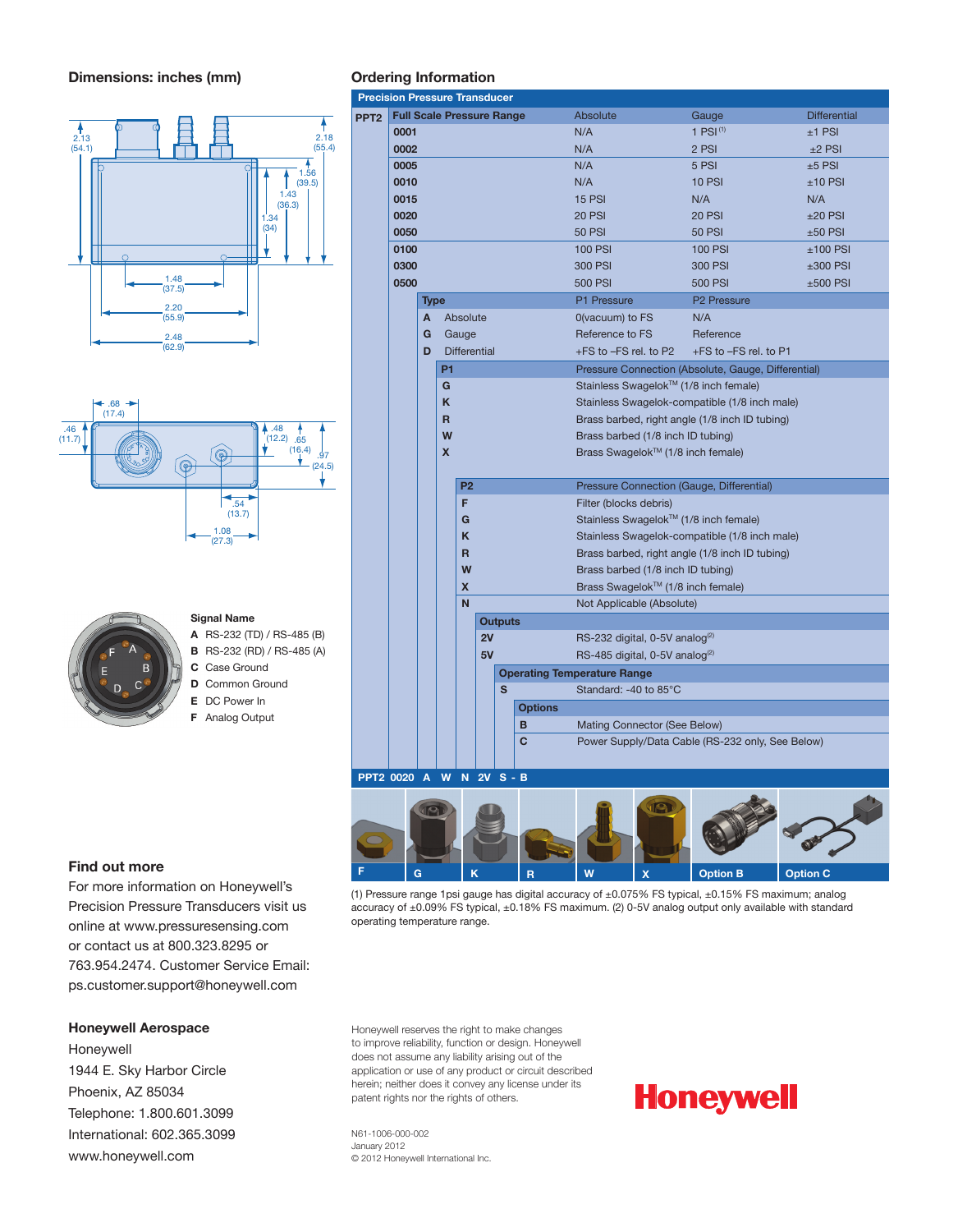## Dimensions: inches (mm)

2.13 (54.1)
2.18 (55.4)
1.56 (39.5)
1.43 (36.3)
1.34 (34)
1.48 (37.5)
2.20 (55.9)
2.48 (62.9)

.68 (17.4)
.46 (11.7)
.48 (12.2)
.65 (16.4)
.97 (24.5)
.54 (13.7)
1.08 (27.3)

| Signal Name | |
|---|---|
| **A** | RS-232 (TD) / RS-485 (B) |
| **B** | RS-232 (RD) / RS-485 (A) |
| **C** | Case Ground |
| **D** | Common Ground |
| **E** | DC Power In |
| **F** | Analog Output |

## Ordering Information

**Precision Pressure Transducer**

**PPT2**

| Full Scale Pressure Range | Absolute | Gauge | Differential |
|---|---|---|---|
| 0001 | N/A | 1 PSI [1] | ±1 PSI |
| 0002 | N/A | 2 PSI | ±2 PSI |
| 0005 | N/A | 5 PSI | ±5 PSI |
| 0010 | N/A | 10 PSI | ±10 PSI |
| 0015 | 15 PSI | N/A | N/A |
| 0020 | 20 PSI | 20 PSI | ±20 PSI |
| 0050 | 50 PSI | 50 PSI | ±50 PSI |
| 0100 | 100 PSI | 100 PSI | ±100 PSI |
| 0300 | 300 PSI | 300 PSI | ±300 PSI |
| 0500 | 500 PSI | 500 PSI | ±500 PSI |

| Type | | P1 Pressure | P2 Pressure |
|---|---|---|---|
| A | Absolute | 0(vacuum) to FS | N/A |
| G | Gauge | Reference to FS | Reference |
| D | Differential | +FS to –FS rel. to P2 | +FS to –FS rel. to P1 |

| P1 | Pressure Connection (Absolute, Gauge, Differential) |
|---|---|
| G | Stainless Swagelok™ (1/8 inch female) |
| K | Stainless Swagelok-compatible (1/8 inch male) |
| R | Brass barbed, right angle (1/8 inch ID tubing) |
| W | Brass barbed (1/8 inch ID tubing) |
| X | Brass Swagelok™ (1/8 inch female) |

| P2 | Pressure Connection (Gauge, Differential) |
|---|---|
| F | Filter (blocks debris) |
| G | Stainless Swagelok™ (1/8 inch female) |
| K | Stainless Swagelok-compatible (1/8 inch male) |
| R | Brass barbed, right angle (1/8 inch ID tubing) |
| W | Brass barbed (1/8 inch ID tubing) |
| X | Brass Swagelok™ (1/8 inch female) |
| N | Not Applicable (Absolute) |

| Outputs | |
|---|---|
| 2V | RS-232 digital, 0-5V analog [2] |
| 5V | RS-485 digital, 0-5V analog [2] |

| Operating Temperature Range | |
|---|---|
| S | Standard: -40 to 85°C |

| Options | |
|---|---|
| B | Mating Connector (See Below) |
| C | Power Supply/Data Cable (RS-232 only, See Below) |

**PPT2 0020 A W N 2V S - B**

F | G | K | R | W | X | Option B | Option C

(1) Pressure range 1psi gauge has digital accuracy of ±0.075% FS typical, ±0.15% FS maximum; analog accuracy of ±0.09% FS typical, ±0.18% FS maximum. (2) 0-5V analog output only available with standard operating temperature range.

### Find out more

For more information on Honeywell's Precision Pressure Transducers visit us online at www.pressuresensing.com or contact us at 800.323.8295 or 763.954.2474. Customer Service Email: ps.customer.support@honeywell.com

### Honeywell Aerospace

Honeywell
1944 E. Sky Harbor Circle
Phoenix, AZ 85034
Telephone: 1.800.601.3099
International: 602.365.3099
www.honeywell.com

Honeywell reserves the right to make changes to improve reliability, function or design. Honeywell does not assume any liability arising out of the application or use of any product or circuit described herein; neither does it convey any license under its patent rights nor the rights of others.

N61-1006-000-002
January 2012
© 2012 Honeywell International Inc.

**Honeywell**